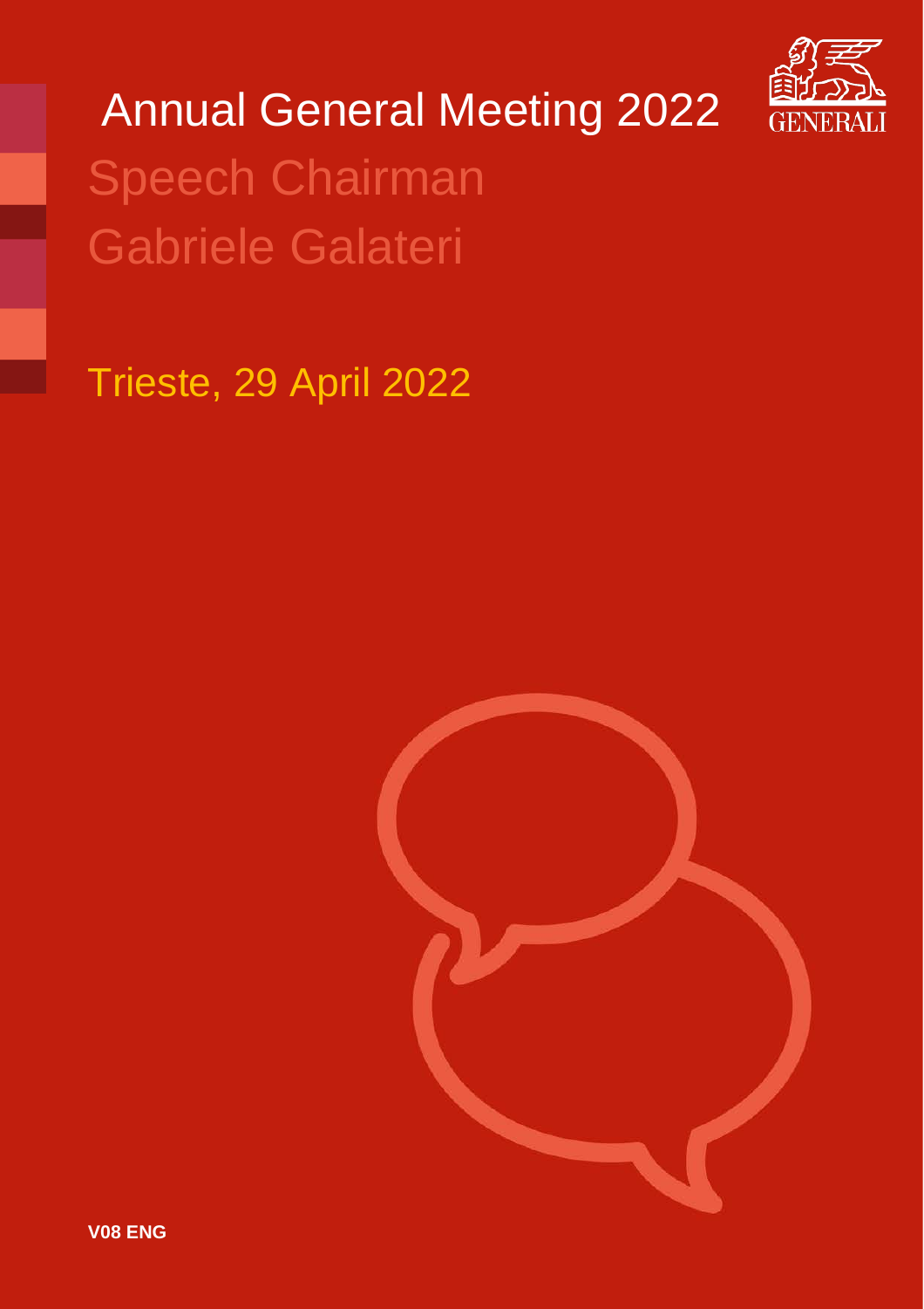# Annual General Meeting 2022

## Speech Chairman

## Gabriele Galateri

Trieste, 29 April 2022

GENERALI

**V08 ENG**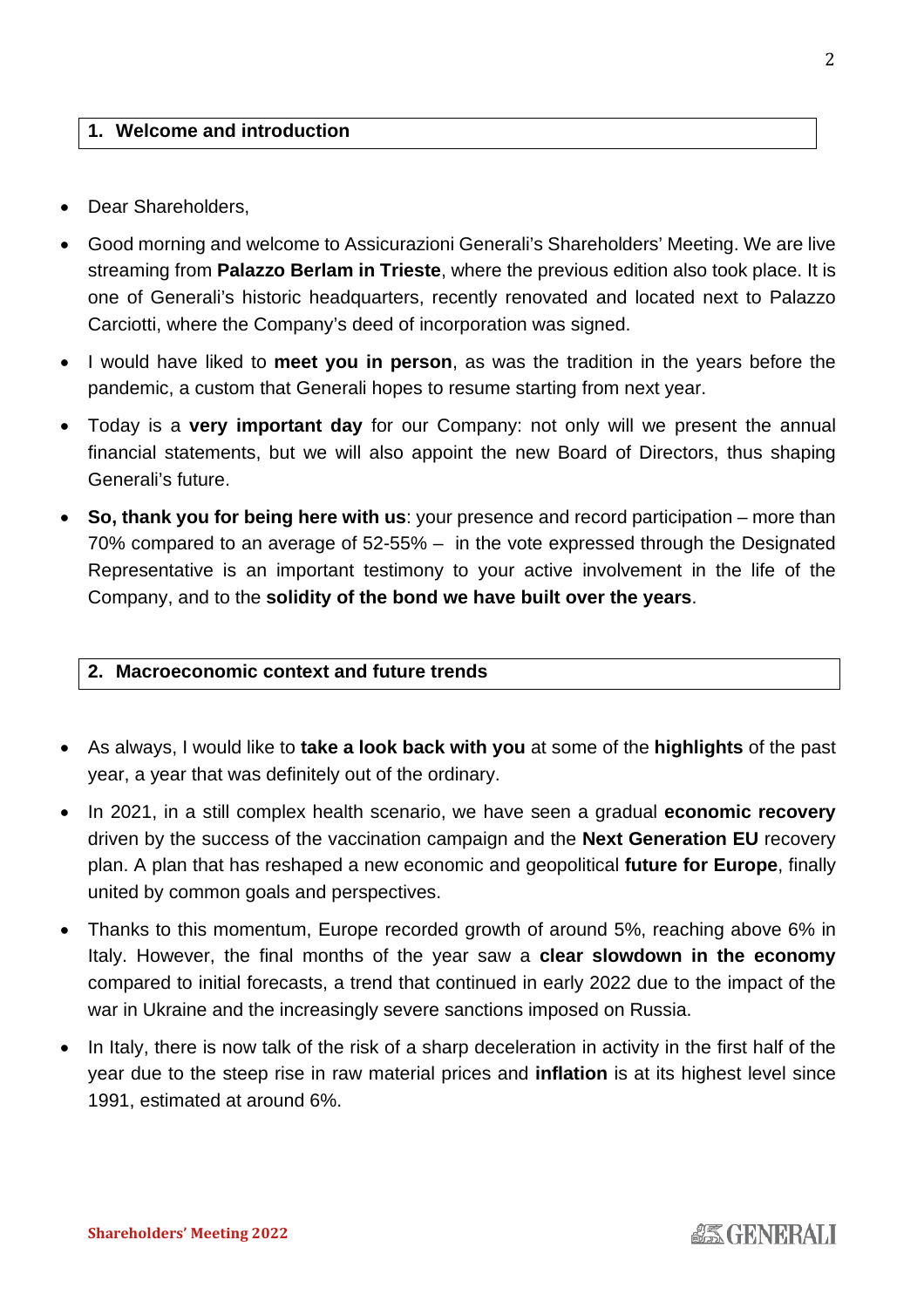## 1. Welcome and introduction

- Dear Shareholders,
- Good morning and welcome to Assicurazioni Generali's Shareholders' Meeting. We are live streaming from **Palazzo Berlam in Trieste**, where the previous edition also took place. It is one of Generali's historic headquarters, recently renovated and located next to Palazzo Carciotti, where the Company's deed of incorporation was signed.
- I would have liked to **meet you in person**, as was the tradition in the years before the pandemic, a custom that Generali hopes to resume starting from next year.
- Today is a **very important day** for our Company: not only will we present the annual financial statements, but we will also appoint the new Board of Directors, thus shaping Generali's future.
- **So, thank you for being here with us**: your presence and record participation – more than 70% compared to an average of 52-55% – in the vote expressed through the Designated Representative is an important testimony to your active involvement in the life of the Company, and to the **solidity of the bond we have built over the years**.

## 2. Macroeconomic context and future trends

- As always, I would like to **take a look back with you** at some of the **highlights** of the past year, a year that was definitely out of the ordinary.
- In 2021, in a still complex health scenario, we have seen a gradual **economic recovery** driven by the success of the vaccination campaign and the **Next Generation EU** recovery plan. A plan that has reshaped a new economic and geopolitical **future for Europe**, finally united by common goals and perspectives.
- Thanks to this momentum, Europe recorded growth of around 5%, reaching above 6% in Italy. However, the final months of the year saw a **clear slowdown in the economy** compared to initial forecasts, a trend that continued in early 2022 due to the impact of the war in Ukraine and the increasingly severe sanctions imposed on Russia.
- In Italy, there is now talk of the risk of a sharp deceleration in activity in the first half of the year due to the steep rise in raw material prices and **inflation** is at its highest level since 1991, estimated at around 6%.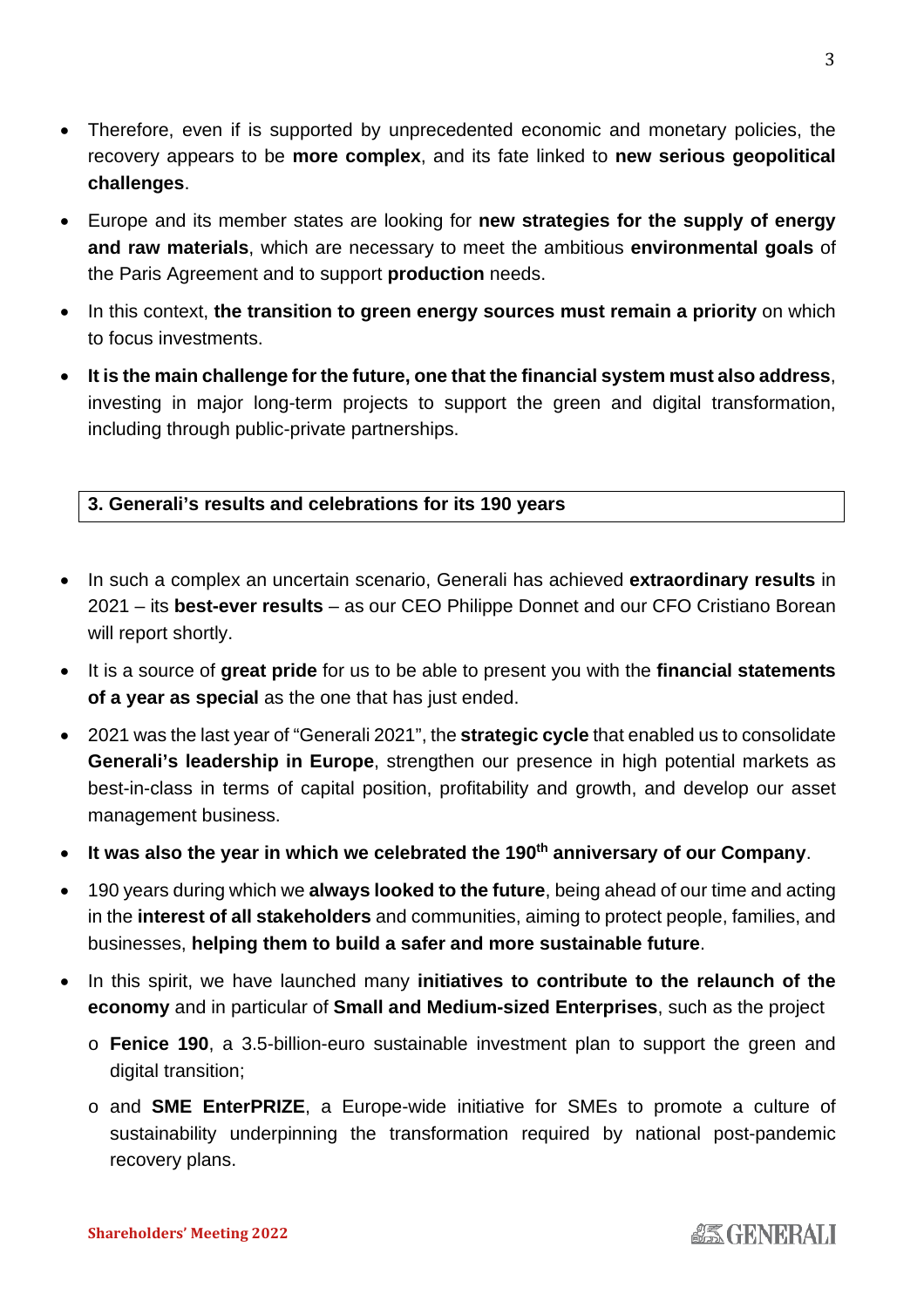- Therefore, even if is supported by unprecedented economic and monetary policies, the recovery appears to be **more complex**, and its fate linked to **new serious geopolitical challenges**.
- Europe and its member states are looking for **new strategies for the supply of energy and raw materials**, which are necessary to meet the ambitious **environmental goals** of the Paris Agreement and to support **production** needs.
- In this context, **the transition to green energy sources must remain a priority** on which to focus investments.
- **It is the main challenge for the future, one that the financial system must also address**, investing in major long-term projects to support the green and digital transformation, including through public-private partnerships.

## 3. Generali's results and celebrations for its 190 years

- In such a complex an uncertain scenario, Generali has achieved **extraordinary results** in 2021 – its **best-ever results** – as our CEO Philippe Donnet and our CFO Cristiano Borean will report shortly.
- It is a source of **great pride** for us to be able to present you with the **financial statements of a year as special** as the one that has just ended.
- 2021 was the last year of "Generali 2021", the **strategic cycle** that enabled us to consolidate **Generali's leadership in Europe**, strengthen our presence in high potential markets as best-in-class in terms of capital position, profitability and growth, and develop our asset management business.
- **It was also the year in which we celebrated the 190th anniversary of our Company**.
- 190 years during which we **always looked to the future**, being ahead of our time and acting in the **interest of all stakeholders** and communities, aiming to protect people, families, and businesses, **helping them to build a safer and more sustainable future**.
- In this spirit, we have launched many **initiatives to contribute to the relaunch of the economy** and in particular of **Small and Medium-sized Enterprises**, such as the project
    - **Fenice 190**, a 3.5-billion-euro sustainable investment plan to support the green and digital transition;
    - and **SME EnterPRIZE**, a Europe-wide initiative for SMEs to promote a culture of sustainability underpinning the transformation required by national post-pandemic recovery plans.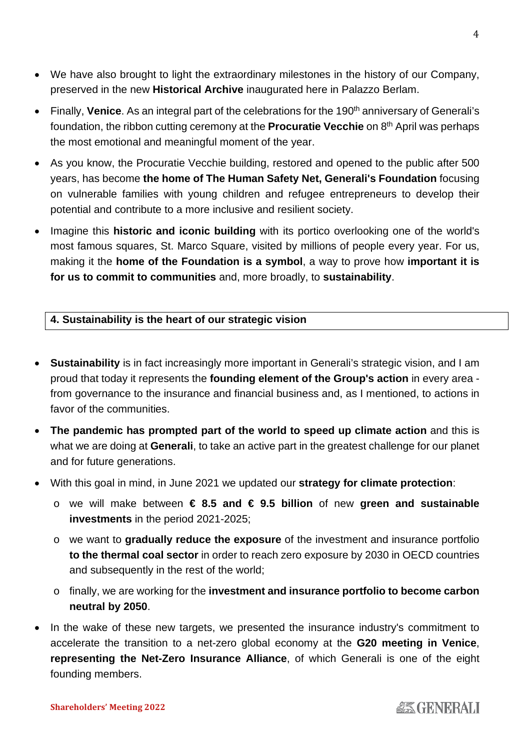- We have also brought to light the extraordinary milestones in the history of our Company, preserved in the new **Historical Archive** inaugurated here in Palazzo Berlam.
- Finally, **Venice**. As an integral part of the celebrations for the 190th anniversary of Generali's foundation, the ribbon cutting ceremony at the **Procuratie Vecchie** on 8th April was perhaps the most emotional and meaningful moment of the year.
- As you know, the Procuratie Vecchie building, restored and opened to the public after 500 years, has become **the home of The Human Safety Net, Generali's Foundation** focusing on vulnerable families with young children and refugee entrepreneurs to develop their potential and contribute to a more inclusive and resilient society.
- Imagine this **historic and iconic building** with its portico overlooking one of the world's most famous squares, St. Marco Square, visited by millions of people every year. For us, making it the **home of the Foundation is a symbol**, a way to prove how **important it is for us to commit to communities** and, more broadly, to **sustainability**.

## 4. Sustainability is the heart of our strategic vision

- **Sustainability** is in fact increasingly more important in Generali's strategic vision, and I am proud that today it represents the **founding element of the Group's action** in every area - from governance to the insurance and financial business and, as I mentioned, to actions in favor of the communities.
- **The pandemic has prompted part of the world to speed up climate action** and this is what we are doing at **Generali**, to take an active part in the greatest challenge for our planet and for future generations.
- With this goal in mind, in June 2021 we updated our **strategy for climate protection**:
  - we will make between **€ 8.5 and € 9.5 billion** of new **green and sustainable investments** in the period 2021-2025;
  - we want to **gradually reduce the exposure** of the investment and insurance portfolio **to the thermal coal sector** in order to reach zero exposure by 2030 in OECD countries and subsequently in the rest of the world;
  - finally, we are working for the **investment and insurance portfolio to become carbon neutral by 2050**.
- In the wake of these new targets, we presented the insurance industry's commitment to accelerate the transition to a net-zero global economy at the **G20 meeting in Venice**, **representing the Net-Zero Insurance Alliance**, of which Generali is one of the eight founding members.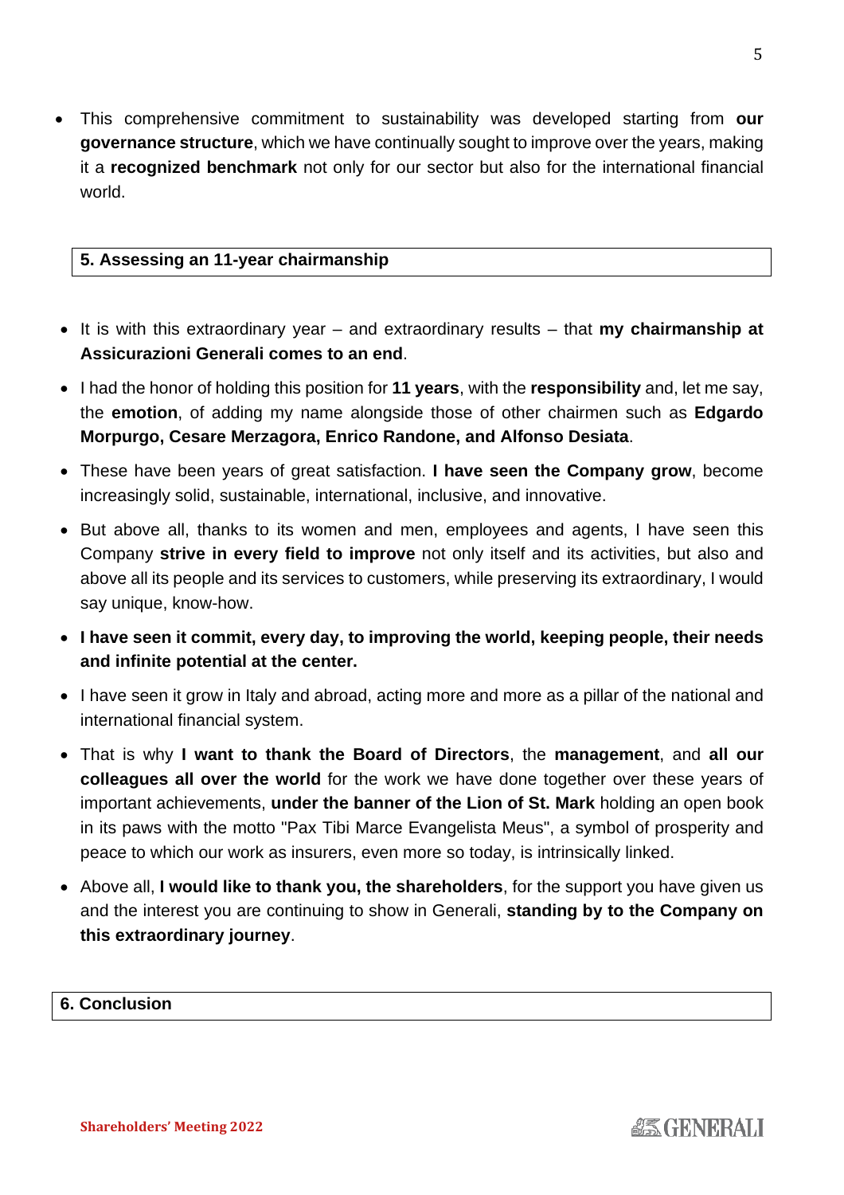- This comprehensive commitment to sustainability was developed starting from **our governance structure**, which we have continually sought to improve over the years, making it a **recognized benchmark** not only for our sector but also for the international financial world.

## 5. Assessing an 11-year chairmanship

- It is with this extraordinary year – and extraordinary results – that **my chairmanship at Assicurazioni Generali comes to an end**.
- I had the honor of holding this position for **11 years**, with the **responsibility** and, let me say, the **emotion**, of adding my name alongside those of other chairmen such as **Edgardo Morpurgo, Cesare Merzagora, Enrico Randone, and Alfonso Desiata**.
- These have been years of great satisfaction. **I have seen the Company grow**, become increasingly solid, sustainable, international, inclusive, and innovative.
- But above all, thanks to its women and men, employees and agents, I have seen this Company **strive in every field to improve** not only itself and its activities, but also and above all its people and its services to customers, while preserving its extraordinary, I would say unique, know-how.
- **I have seen it commit, every day, to improving the world, keeping people, their needs and infinite potential at the center.**
- I have seen it grow in Italy and abroad, acting more and more as a pillar of the national and international financial system.
- That is why **I want to thank the Board of Directors**, the **management**, and **all our colleagues all over the world** for the work we have done together over these years of important achievements, **under the banner of the Lion of St. Mark** holding an open book in its paws with the motto "Pax Tibi Marce Evangelista Meus", a symbol of prosperity and peace to which our work as insurers, even more so today, is intrinsically linked.
- Above all, **I would like to thank you, the shareholders**, for the support you have given us and the interest you are continuing to show in Generali, **standing by to the Company on this extraordinary journey**.

## 6. Conclusion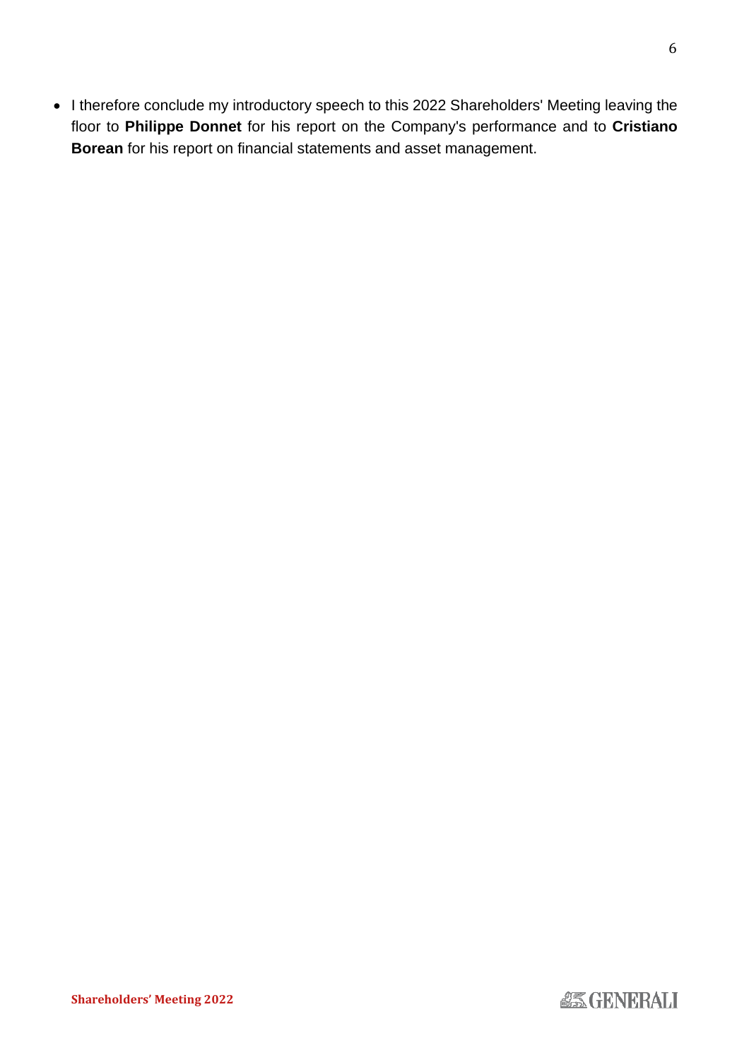- I therefore conclude my introductory speech to this 2022 Shareholders' Meeting leaving the floor to **Philippe Donnet** for his report on the Company's performance and to **Cristiano Borean** for his report on financial statements and asset management.